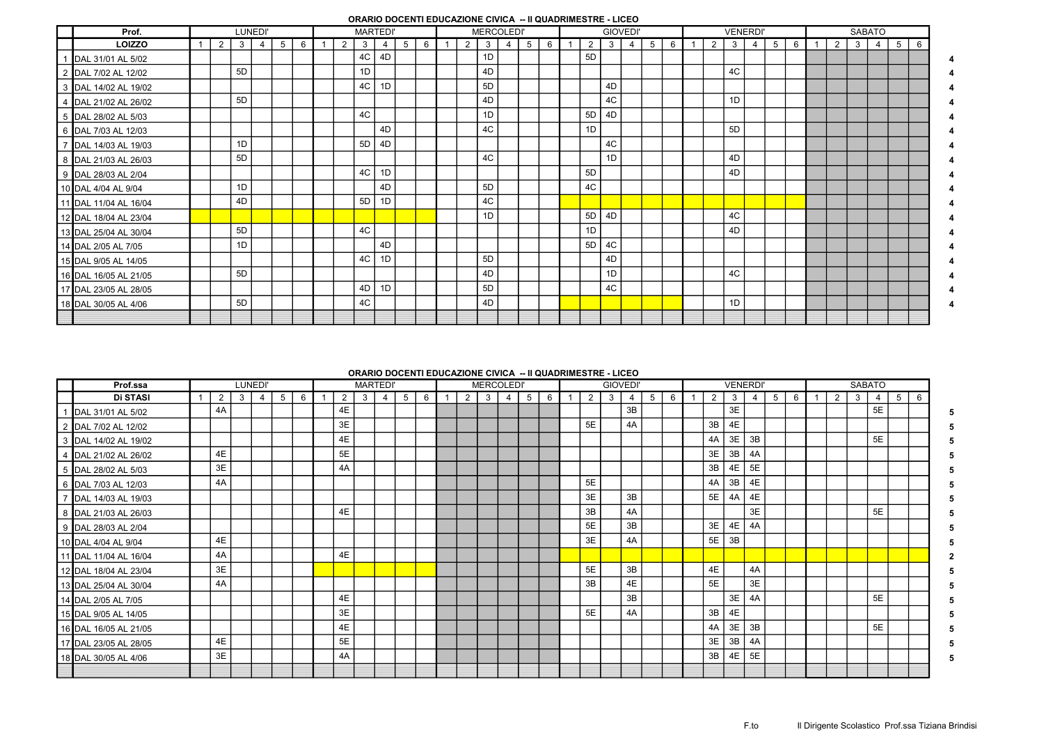**ORARIO DOCENTI EDUCAZIONE CIVICA -- II QUADRIMESTRE - LICEO**

| | Prof. | LUNEDI' | | | | | | MARTEDI' | | | | | | MERCOLEDI' | | | | | | GIOVEDI' | | | | | | VENERDI' | | | | | | SABATO | | | | | | |
|---|---|---|---|---|---|---|---|---|---|---|---|---|---|---|---|---|---|---|---|---|---|---|---|---|---|---|---|---|---|---|---|---|---|---|---|---|---|---|
| | **LOIZZO** | 1 | 2 | 3 | 4 | 5 | 6 | 1 | 2 | 3 | 4 | 5 | 6 | 1 | 2 | 3 | 4 | 5 | 6 | 1 | 2 | 3 | 4 | 5 | 6 | 1 | 2 | 3 | 4 | 5 | 6 | 1 | 2 | 3 | 4 | 5 | 6 | |
| 1 | DAL 31/01 AL 5/02 | | | | | | | | | 4C | 4D | | | | | 1D | | | | | 5D | | | | | | | | | | | | | | | | | **4** |
| 2 | DAL 7/02 AL 12/02 | | | 5D | | | | | | 1D | | | | | | 4D | | | | | | | | | | | | 4C | | | | | | | | | | **4** |
| 3 | DAL 14/02 AL 19/02 | | | | | | | | | 4C | 1D | | | | | 5D | | | | | | 4D | | | | | | | | | | | | | | | | **4** |
| 4 | DAL 21/02 AL 26/02 | | | 5D | | | | | | | | | | | | 4D | | | | | | 4C | | | | | | 1D | | | | | | | | | | **4** |
| 5 | DAL 28/02 AL 5/03 | | | | | | | | | 4C | | | | | | 1D | | | | | 5D | 4D | | | | | | | | | | | | | | | | **4** |
| 6 | DAL 7/03 AL 12/03 | | | | | | | | | | 4D | | | | | 4C | | | | | 1D | | | | | | | 5D | | | | | | | | | | **4** |
| 7 | DAL 14/03 AL 19/03 | | | 1D | | | | | | 5D | 4D | | | | | | | | | | | 4C | | | | | | | | | | | | | | | | **4** |
| 8 | DAL 21/03 AL 26/03 | | | 5D | | | | | | | | | | | | 4C | | | | | | 1D | | | | | | 4D | | | | | | | | | | **4** |
| 9 | DAL 28/03 AL 2/04 | | | | | | | | | 4C | 1D | | | | | | | | | | 5D | | | | | | | 4D | | | | | | | | | | **4** |
| 10 | DAL 4/04 AL 9/04 | | | 1D | | | | | | | 4D | | | | | 5D | | | | | 4C | | | | | | | | | | | | | | | | | **4** |
| 11 | DAL 11/04 AL 16/04 | | | 4D | | | | | | 5D | 1D | | | | | 4C | | | | | | | | | | | | | | | | | | | | | | **4** |
| 12 | DAL 18/04 AL 23/04 | | | | | | | | | | | | | | | 1D | | | | | 5D | 4D | | | | | | 4C | | | | | | | | | | **4** |
| 13 | DAL 25/04 AL 30/04 | | | 5D | | | | | | 4C | | | | | | | | | | | 1D | | | | | | | 4D | | | | | | | | | | **4** |
| 14 | DAL 2/05 AL 7/05 | | | 1D | | | | | | | 4D | | | | | | | | | | 5D | 4C | | | | | | | | | | | | | | | | **4** |
| 15 | DAL 9/05 AL 14/05 | | | | | | | | | 4C | 1D | | | | | 5D | | | | | | 4D | | | | | | | | | | | | | | | | **4** |
| 16 | DAL 16/05 AL 21/05 | | | 5D | | | | | | | | | | | | 4D | | | | | | 1D | | | | | | 4C | | | | | | | | | | **4** |
| 17 | DAL 23/05 AL 28/05 | | | | | | | | | 4D | 1D | | | | | 5D | | | | | | 4C | | | | | | | | | | | | | | | | **4** |
| 18 | DAL 30/05 AL 4/06 | | | 5D | | | | | | 4C | | | | | | 4D | | | | | | | | | | | | 1D | | | | | | | | | | **4** |

**ORARIO DOCENTI EDUCAZIONE CIVICA -- II QUADRIMESTRE - LICEO**

| | Prof.ssa | LUNEDI' | | | | | | MARTEDI' | | | | | | MERCOLEDI' | | | | | | GIOVEDI' | | | | | | VENERDI' | | | | | | SABATO | | | | | | |
|---|---|---|---|---|---|---|---|---|---|---|---|---|---|---|---|---|---|---|---|---|---|---|---|---|---|---|---|---|---|---|---|---|---|---|---|---|---|---|
| | **Di STASI** | 1 | 2 | 3 | 4 | 5 | 6 | 1 | 2 | 3 | 4 | 5 | 6 | 1 | 2 | 3 | 4 | 5 | 6 | 1 | 2 | 3 | 4 | 5 | 6 | 1 | 2 | 3 | 4 | 5 | 6 | 1 | 2 | 3 | 4 | 5 | 6 | |
| 1 | DAL 31/01 AL 5/02 | | 4A | | | | | | 4E | | | | | | | | | | | | | | 3B | | | | | 3E | | | | | | | 5E | | | **5** |
| 2 | DAL 7/02 AL 12/02 | | | | | | | | 3E | | | | | | | | | | | | 5E | | 4A | | | | 3B | 4E | | | | | | | | | | **5** |
| 3 | DAL 14/02 AL 19/02 | | | | | | | | 4E | | | | | | | | | | | | | | | | | | 4A | 3E | 3B | | | | | | 5E | | | **5** |
| 4 | DAL 21/02 AL 26/02 | | 4E | | | | | | 5E | | | | | | | | | | | | | | | | | | 3E | 3B | 4A | | | | | | | | | **5** |
| 5 | DAL 28/02 AL 5/03 | | 3E | | | | | | 4A | | | | | | | | | | | | | | | | | | 3B | 4E | 5E | | | | | | | | | **5** |
| 6 | DAL 7/03 AL 12/03 | | 4A | | | | | | | | | | | | | | | | | | 5E | | | | | | 4A | 3B | 4E | | | | | | | | | **5** |
| 7 | DAL 14/03 AL 19/03 | | | | | | | | | | | | | | | | | | | | 3E | | 3B | | | | 5E | 4A | 4E | | | | | | | | | **5** |
| 8 | DAL 21/03 AL 26/03 | | | | | | | | 4E | | | | | | | | | | | | 3B | | 4A | | | | | | 3E | | | | | | 5E | | | **5** |
| 9 | DAL 28/03 AL 2/04 | | | | | | | | | | | | | | | | | | | | 5E | | 3B | | | | 3E | 4E | 4A | | | | | | | | | **5** |
| 10 | DAL 4/04 AL 9/04 | | 4E | | | | | | | | | | | | | | | | | | 3E | | 4A | | | | 5E | 3B | | | | | | | | | | **5** |
| 11 | DAL 11/04 AL 16/04 | | 4A | | | | | | 4E | | | | | | | | | | | | | | | | | | | | | | | | | | | | | **2** |
| 12 | DAL 18/04 AL 23/04 | | 3E | | | | | | | | | | | | | | | | | | 5E | | 3B | | | | 4E | | 4A | | | | | | | | | **5** |
| 13 | DAL 25/04 AL 30/04 | | 4A | | | | | | | | | | | | | | | | | | 3B | | 4E | | | | 5E | | 3E | | | | | | | | | **5** |
| 14 | DAL 2/05 AL 7/05 | | | | | | | | 4E | | | | | | | | | | | | | | 3B | | | | | 3E | 4A | | | | | | 5E | | | **5** |
| 15 | DAL 9/05 AL 14/05 | | | | | | | | 3E | | | | | | | | | | | | 5E | | 4A | | | | 3B | 4E | | | | | | | | | | **5** |
| 16 | DAL 16/05 AL 21/05 | | | | | | | | 4E | | | | | | | | | | | | | | | | | | 4A | 3E | 3B | | | | | | 5E | | | **5** |
| 17 | DAL 23/05 AL 28/05 | | 4E | | | | | | 5E | | | | | | | | | | | | | | | | | | 3E | 3B | 4A | | | | | | | | | **5** |
| 18 | DAL 30/05 AL 4/06 | | 3E | | | | | | 4A | | | | | | | | | | | | | | | | | | 3B | 4E | 5E | | | | | | | | | **5** |

F.to Il Dirigente Scolastico Prof.ssa Tiziana Brindisi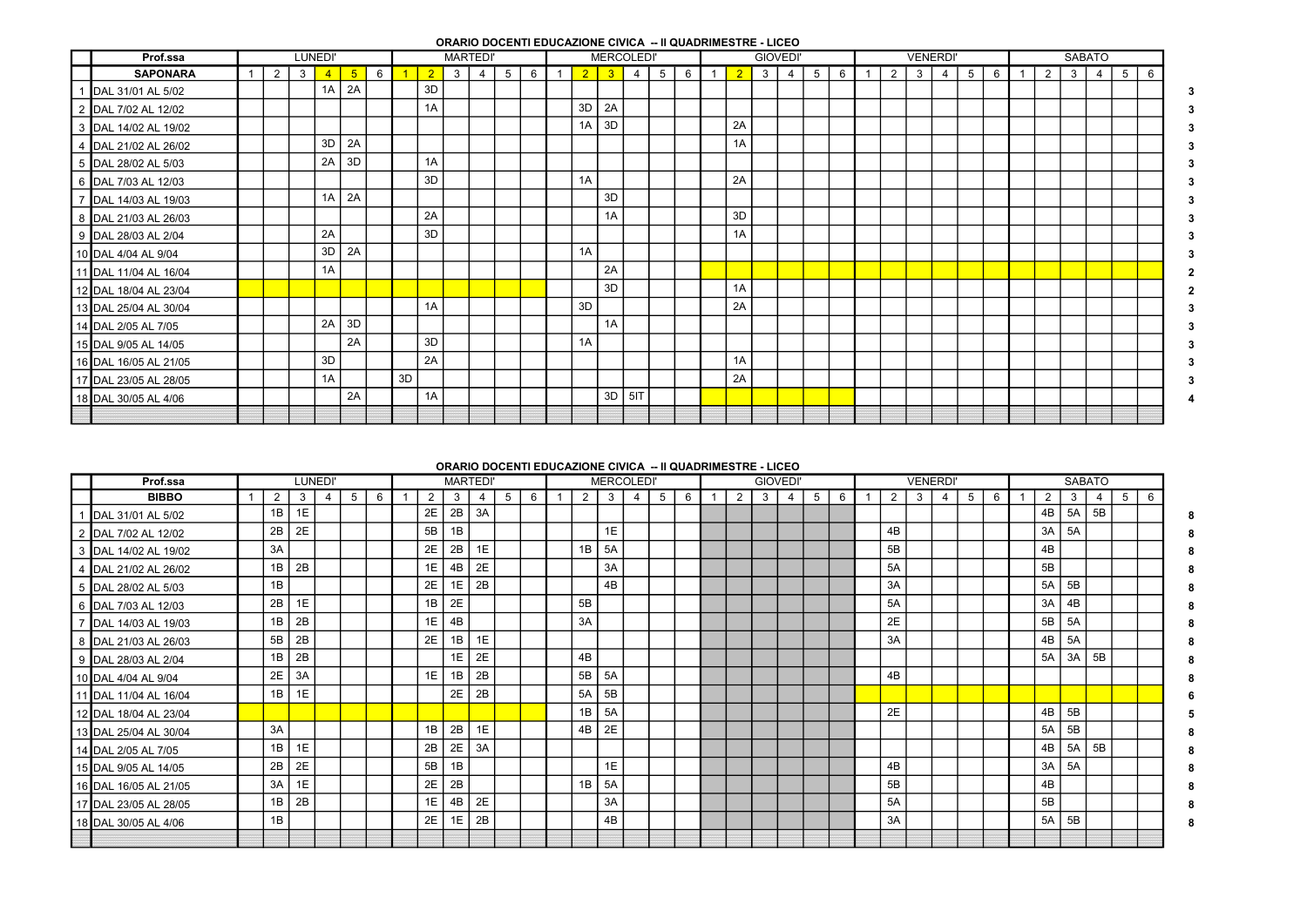**ORARIO DOCENTI EDUCAZIONE CIVICA -- II QUADRIMESTRE - LICEO**

| | Prof.ssa | LUNEDI' | | | | | | MARTEDI' | | | | | | MERCOLEDI' | | | | | | GIOVEDI' | | | | | | VENERDI' | | | | | | SABATO | | | | | | |
|---|---|---|---|---|---|---|---|---|---|---|---|---|---|---|---|---|---|---|---|---|---|---|---|---|---|---|---|---|---|---|---|---|---|---|---|---|---|---|
| | **SAPONARA** | 1 | 2 | 3 | 4 | 5 | 6 | 1 | 2 | 3 | 4 | 5 | 6 | 1 | 2 | 3 | 4 | 5 | 6 | 1 | 2 | 3 | 4 | 5 | 6 | 1 | 2 | 3 | 4 | 5 | 6 | 1 | 2 | 3 | 4 | 5 | 6 | |
| 1 | DAL 31/01 AL 5/02 | | | | 1A | 2A | | | 3D | | | | | | | | | | | | | | | | | | | | | | | | | | | | | 3 |
| 2 | DAL 7/02 AL 12/02 | | | | | | | | 1A | | | | | | 3D | 2A | | | | | | | | | | | | | | | | | | | | | | 3 |
| 3 | DAL 14/02 AL 19/02 | | | | | | | | | | | | | | 1A | 3D | | | | | 2A | | | | | | | | | | | | | | | | | 3 |
| 4 | DAL 21/02 AL 26/02 | | | | 3D | 2A | | | | | | | | | | | | | | | 1A | | | | | | | | | | | | | | | | | 3 |
| 5 | DAL 28/02 AL 5/03 | | | | 2A | 3D | | | 1A | | | | | | | | | | | | | | | | | | | | | | | | | | | | | 3 |
| 6 | DAL 7/03 AL 12/03 | | | | | | | | 3D | | | | | | 1A | | | | | | 2A | | | | | | | | | | | | | | | | | 3 |
| 7 | DAL 14/03 AL 19/03 | | | | 1A | 2A | | | | | | | | | | 3D | | | | | | | | | | | | | | | | | | | | | | 3 |
| 8 | DAL 21/03 AL 26/03 | | | | | | | | 2A | | | | | | | 1A | | | | | 3D | | | | | | | | | | | | | | | | | 3 |
| 9 | DAL 28/03 AL 2/04 | | | | 2A | | | | 3D | | | | | | | | | | | | 1A | | | | | | | | | | | | | | | | | 3 |
| 10 | DAL 4/04 AL 9/04 | | | | 3D | 2A | | | | | | | | | 1A | | | | | | | | | | | | | | | | | | | | | | | 3 |
| 11 | DAL 11/04 AL 16/04 | | | | 1A | | | | | | | | | | | 2A | | | | | | | | | | | | | | | | | | | | | | 2 |
| 12 | DAL 18/04 AL 23/04 | | | | | | | | | | | | | | | 3D | | | | | 1A | | | | | | | | | | | | | | | | | 2 |
| 13 | DAL 25/04 AL 30/04 | | | | | | | | 1A | | | | | | 3D | | | | | | 2A | | | | | | | | | | | | | | | | | 3 |
| 14 | DAL 2/05 AL 7/05 | | | | 2A | 3D | | | | | | | | | | 1A | | | | | | | | | | | | | | | | | | | | | | 3 |
| 15 | DAL 9/05 AL 14/05 | | | | | 2A | | | 3D | | | | | | 1A | | | | | | | | | | | | | | | | | | | | | | | 3 |
| 16 | DAL 16/05 AL 21/05 | | | | 3D | | | | 2A | | | | | | | | | | | | 1A | | | | | | | | | | | | | | | | | 3 |
| 17 | DAL 23/05 AL 28/05 | | | | 1A | | | 3D | | | | | | | | | | | | | 2A | | | | | | | | | | | | | | | | | 3 |
| 18 | DAL 30/05 AL 4/06 | | | | | 2A | | | 1A | | | | | | | 3D | 5IT | | | | | | | | | | | | | | | | | | | | | 4 |

**ORARIO DOCENTI EDUCAZIONE CIVICA -- II QUADRIMESTRE - LICEO**

| | Prof.ssa | LUNEDI' | | | | | | MARTEDI' | | | | | | MERCOLEDI' | | | | | | GIOVEDI' | | | | | | VENERDI' | | | | | | SABATO | | | | | | |
|---|---|---|---|---|---|---|---|---|---|---|---|---|---|---|---|---|---|---|---|---|---|---|---|---|---|---|---|---|---|---|---|---|---|---|---|---|---|---|
| | **BIBBO** | 1 | 2 | 3 | 4 | 5 | 6 | 1 | 2 | 3 | 4 | 5 | 6 | 1 | 2 | 3 | 4 | 5 | 6 | 1 | 2 | 3 | 4 | 5 | 6 | 1 | 2 | 3 | 4 | 5 | 6 | 1 | 2 | 3 | 4 | 5 | 6 | |
| 1 | DAL 31/01 AL 5/02 | | 1B | 1E | | | | | 2E | 2B | 3A | | | | | | | | | | | | | | | | | | | | | | 4B | 5A | 5B | | | 8 |
| 2 | DAL 7/02 AL 12/02 | | 2B | 2E | | | | | 5B | 1B | | | | | | 1E | | | | | | | | | | | 4B | | | | | | 3A | 5A | | | | 8 |
| 3 | DAL 14/02 AL 19/02 | | 3A | | | | | | 2E | 2B | 1E | | | | 1B | 5A | | | | | | | | | | | 5B | | | | | | 4B | | | | | 8 |
| 4 | DAL 21/02 AL 26/02 | | 1B | 2B | | | | | 1E | 4B | 2E | | | | | 3A | | | | | | | | | | | 5A | | | | | | 5B | | | | | 8 |
| 5 | DAL 28/02 AL 5/03 | | 1B | | | | | | 2E | 1E | 2B | | | | | 4B | | | | | | | | | | | 3A | | | | | | 5A | 5B | | | | 8 |
| 6 | DAL 7/03 AL 12/03 | | 2B | 1E | | | | | 1B | 2E | | | | | 5B | | | | | | | | | | | | 5A | | | | | | 3A | 4B | | | | 8 |
| 7 | DAL 14/03 AL 19/03 | | 1B | 2B | | | | | 1E | 4B | | | | | 3A | | | | | | | | | | | | 2E | | | | | | 5B | 5A | | | | 8 |
| 8 | DAL 21/03 AL 26/03 | | 5B | 2B | | | | | 2E | 1B | 1E | | | | | | | | | | | | | | | | 3A | | | | | | 4B | 5A | | | | 8 |
| 9 | DAL 28/03 AL 2/04 | | 1B | 2B | | | | | | 1E | 2E | | | | 4B | | | | | | | | | | | | | | | | | | 5A | 3A | 5B | | | 8 |
| 10 | DAL 4/04 AL 9/04 | | 2E | 3A | | | | | 1E | 1B | 2B | | | | 5B | 5A | | | | | | | | | | | 4B | | | | | | | | | | | 8 |
| 11 | DAL 11/04 AL 16/04 | | 1B | 1E | | | | | | 2E | 2B | | | | 5A | 5B | | | | | | | | | | | | | | | | | | | | | | 6 |
| 12 | DAL 18/04 AL 23/04 | | | | | | | | | | | | | | 1B | 5A | | | | | | | | | | | 2E | | | | | | 4B | 5B | | | | 5 |
| 13 | DAL 25/04 AL 30/04 | | 3A | | | | | | 1B | 2B | 1E | | | | 4B | 2E | | | | | | | | | | | | | | | | | 5A | 5B | | | | 8 |
| 14 | DAL 2/05 AL 7/05 | | 1B | 1E | | | | | 2B | 2E | 3A | | | | | | | | | | | | | | | | | | | | | | 4B | 5A | 5B | | | 8 |
| 15 | DAL 9/05 AL 14/05 | | 2B | 2E | | | | | 5B | 1B | | | | | | 1E | | | | | | | | | | | 4B | | | | | | 3A | 5A | | | | 8 |
| 16 | DAL 16/05 AL 21/05 | | 3A | 1E | | | | | 2E | 2B | | | | | 1B | 5A | | | | | | | | | | | 5B | | | | | | 4B | | | | | 8 |
| 17 | DAL 23/05 AL 28/05 | | 1B | 2B | | | | | 1E | 4B | 2E | | | | | 3A | | | | | | | | | | | 5A | | | | | | 5B | | | | | 8 |
| 18 | DAL 30/05 AL 4/06 | | 1B | | | | | | 2E | 1E | 2B | | | | | 4B | | | | | | | | | | | 3A | | | | | | 5A | 5B | | | | 8 |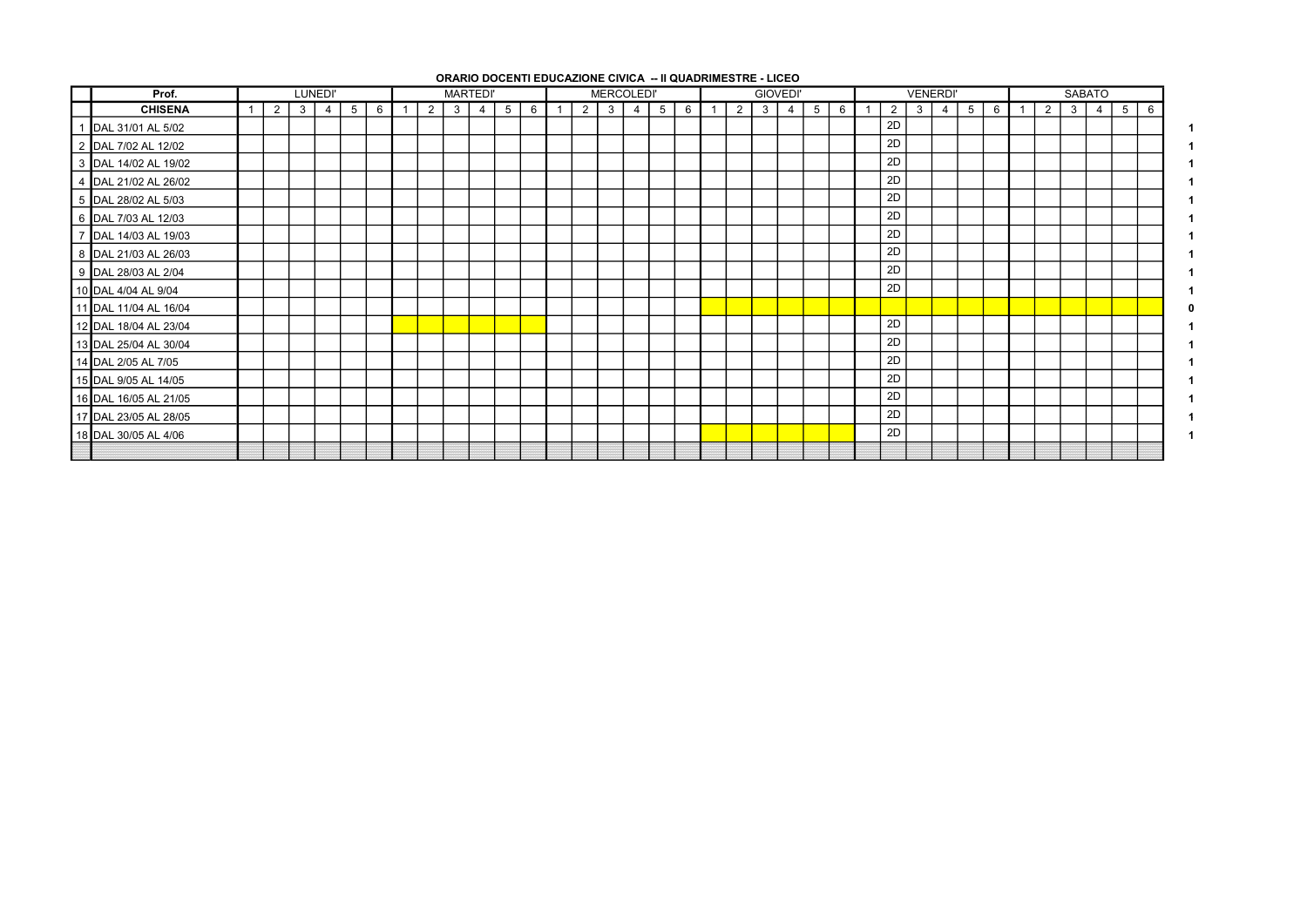**ORARIO DOCENTI EDUCAZIONE CIVICA -- II QUADRIMESTRE - LICEO**

| | Prof. | LUNEDI' | | | | | | MARTEDI' | | | | | | MERCOLEDI' | | | | | | GIOVEDI' | | | | | | VENERDI' | | | | | | SABATO | | | | | | |
|---|---|---|---|---|---|---|---|---|---|---|---|---|---|---|---|---|---|---|---|---|---|---|---|---|---|---|---|---|---|---|---|---|---|---|---|---|---|---|
| | CHISENA | 1 | 2 | 3 | 4 | 5 | 6 | 1 | 2 | 3 | 4 | 5 | 6 | 1 | 2 | 3 | 4 | 5 | 6 | 1 | 2 | 3 | 4 | 5 | 6 | 1 | 2 | 3 | 4 | 5 | 6 | 1 | 2 | 3 | 4 | 5 | 6 | |
| 1 | DAL 31/01 AL 5/02 | | | | | | | | | | | | | | | | | | | | | | | | | | 2D | | | | | | | | | | | 1 |
| 2 | DAL 7/02 AL 12/02 | | | | | | | | | | | | | | | | | | | | | | | | | | 2D | | | | | | | | | | | 1 |
| 3 | DAL 14/02 AL 19/02 | | | | | | | | | | | | | | | | | | | | | | | | | | 2D | | | | | | | | | | | 1 |
| 4 | DAL 21/02 AL 26/02 | | | | | | | | | | | | | | | | | | | | | | | | | | 2D | | | | | | | | | | | 1 |
| 5 | DAL 28/02 AL 5/03 | | | | | | | | | | | | | | | | | | | | | | | | | | 2D | | | | | | | | | | | 1 |
| 6 | DAL 7/03 AL 12/03 | | | | | | | | | | | | | | | | | | | | | | | | | | 2D | | | | | | | | | | | 1 |
| 7 | DAL 14/03 AL 19/03 | | | | | | | | | | | | | | | | | | | | | | | | | | 2D | | | | | | | | | | | 1 |
| 8 | DAL 21/03 AL 26/03 | | | | | | | | | | | | | | | | | | | | | | | | | | 2D | | | | | | | | | | | 1 |
| 9 | DAL 28/03 AL 2/04 | | | | | | | | | | | | | | | | | | | | | | | | | | 2D | | | | | | | | | | | 1 |
| 10 | DAL 4/04 AL 9/04 | | | | | | | | | | | | | | | | | | | | | | | | | | 2D | | | | | | | | | | | 1 |
| 11 | DAL 11/04 AL 16/04 | | | | | | | | | | | | | | | | | | | | | | | | | | | | | | | | | | | | | 0 |
| 12 | DAL 18/04 AL 23/04 | | | | | | | | | | | | | | | | | | | | | | | | | | 2D | | | | | | | | | | | 1 |
| 13 | DAL 25/04 AL 30/04 | | | | | | | | | | | | | | | | | | | | | | | | | | 2D | | | | | | | | | | | 1 |
| 14 | DAL 2/05 AL 7/05 | | | | | | | | | | | | | | | | | | | | | | | | | | 2D | | | | | | | | | | | 1 |
| 15 | DAL 9/05 AL 14/05 | | | | | | | | | | | | | | | | | | | | | | | | | | 2D | | | | | | | | | | | 1 |
| 16 | DAL 16/05 AL 21/05 | | | | | | | | | | | | | | | | | | | | | | | | | | 2D | | | | | | | | | | | 1 |
| 17 | DAL 23/05 AL 28/05 | | | | | | | | | | | | | | | | | | | | | | | | | | 2D | | | | | | | | | | | 1 |
| 18 | DAL 30/05 AL 4/06 | | | | | | | | | | | | | | | | | | | | | | | | | | 2D | | | | | | | | | | | 1 |